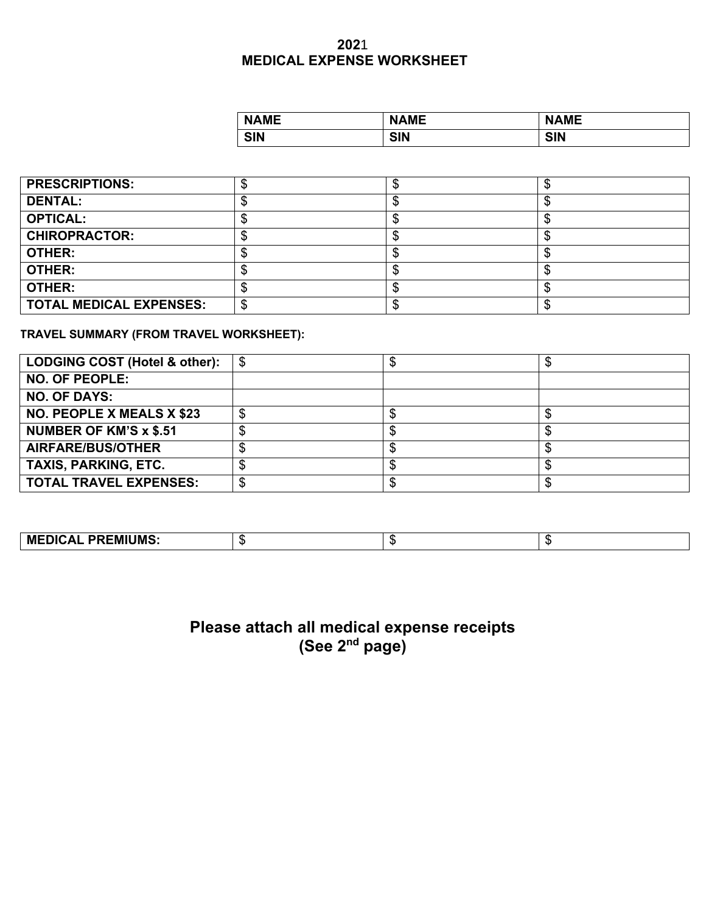# 2021
# MEDICAL EXPENSE WORKSHEET

| | | | |
|---|---|---|---|
| | **NAME** | **NAME** | **NAME** |
| | **SIN** | **SIN** | **SIN** |

| | | | |
|---|---|---|---|
| **PRESCRIPTIONS:** | $ | $ | $ |
| **DENTAL:** | $ | $ | $ |
| **OPTICAL:** | $ | $ | $ |
| **CHIROPRACTOR:** | $ | $ | $ |
| **OTHER:** | $ | $ | $ |
| **OTHER:** | $ | $ | $ |
| **OTHER:** | $ | $ | $ |
| **TOTAL MEDICAL EXPENSES:** | $ | $ | $ |

**TRAVEL SUMMARY (FROM TRAVEL WORKSHEET):**

| | | | |
|---|---|---|---|
| **LODGING COST (Hotel & other):** | $ | $ | $ |
| **NO. OF PEOPLE:** | | | |
| **NO. OF DAYS:** | | | |
| **NO. PEOPLE X MEALS X $23** | $ | $ | $ |
| **NUMBER OF KM'S x $.51** | $ | $ | $ |
| **AIRFARE/BUS/OTHER** | $ | $ | $ |
| **TAXIS, PARKING, ETC.** | $ | $ | $ |
| **TOTAL TRAVEL EXPENSES:** | $ | $ | $ |

| | | | |
|---|---|---|---|
| **MEDICAL PREMIUMS:** | $ | $ | $ |

## Please attach all medical expense receipts
## (See 2nd page)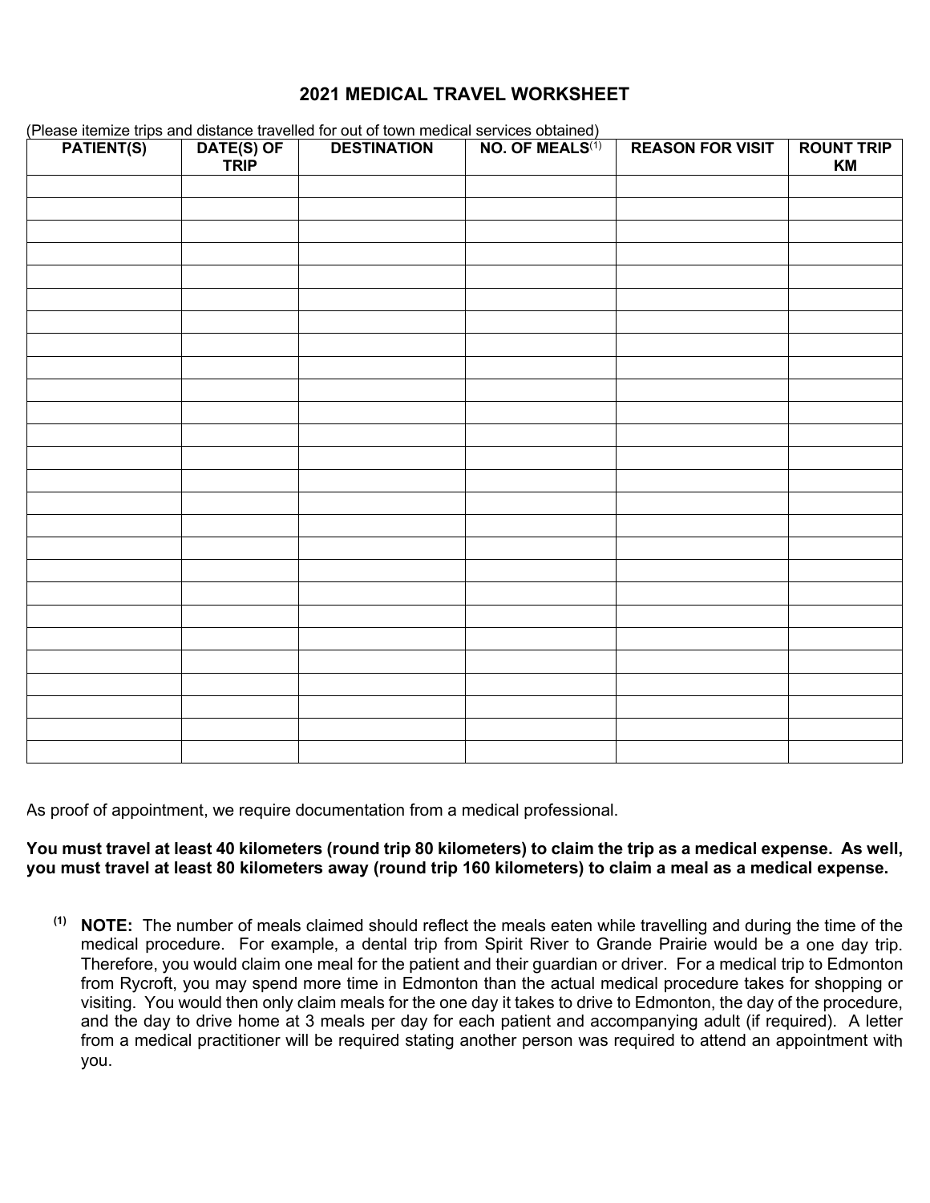# 2021 MEDICAL TRAVEL WORKSHEET

(Please itemize trips and distance travelled for out of town medical services obtained)

| PATIENT(S) | DATE(S) OF TRIP | DESTINATION | NO. OF MEALS[(1)] | REASON FOR VISIT | ROUNT TRIP KM |
|---|---|---|---|---|---|
| | | | | | |
| | | | | | |
| | | | | | |
| | | | | | |
| | | | | | |
| | | | | | |
| | | | | | |
| | | | | | |
| | | | | | |
| | | | | | |
| | | | | | |
| | | | | | |
| | | | | | |
| | | | | | |
| | | | | | |
| | | | | | |
| | | | | | |
| | | | | | |
| | | | | | |
| | | | | | |
| | | | | | |
| | | | | | |
| | | | | | |
| | | | | | |
| | | | | | |
| | | | | | |

As proof of appointment, we require documentation from a medical professional.

**You must travel at least 40 kilometers (round trip 80 kilometers) to claim the trip as a medical expense. As well, you must travel at least 80 kilometers away (round trip 160 kilometers) to claim a meal as a medical expense.**

[(1)] **NOTE:** The number of meals claimed should reflect the meals eaten while travelling and during the time of the medical procedure. For example, a dental trip from Spirit River to Grande Prairie would be a one day trip. Therefore, you would claim one meal for the patient and their guardian or driver. For a medical trip to Edmonton from Rycroft, you may spend more time in Edmonton than the actual medical procedure takes for shopping or visiting. You would then only claim meals for the one day it takes to drive to Edmonton, the day of the procedure, and the day to drive home at 3 meals per day for each patient and accompanying adult (if required). A letter from a medical practitioner will be required stating another person was required to attend an appointment with you.